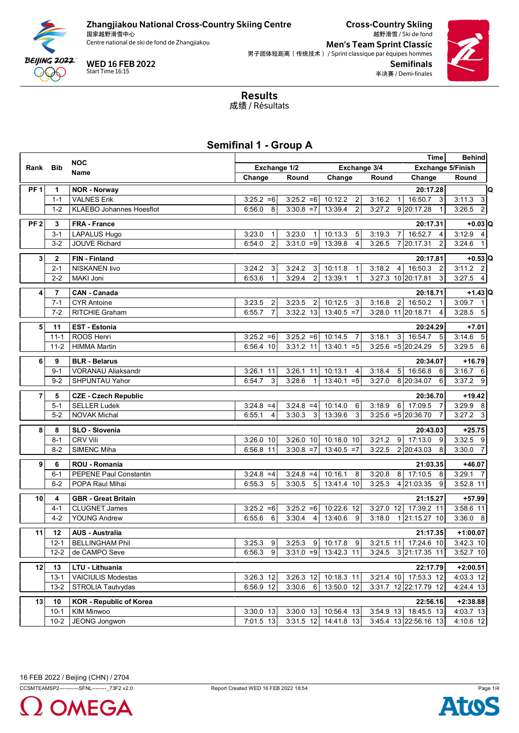# Zhangjiakou National Cross-Country Skiing Centre

国家越野滑雪中心
Centre national de ski de fond de Zhangjiakou

**WED 16 FEB 2022**
Start Time 16:15

## Cross-Country Skiing

越野滑雪 / Ski de fond

## Men's Team Sprint Classic

男子团体短距离（传统技术） / Sprint classique par équipes hommes

## Semifinals

半决赛 / Demi-finales

# Results

成绩 / Résultats

## Semifinal 1 - Group A

| Rank | Bib | NOC Name | Exchange 1/2 Change | | Exchange 1/2 Round | | Exchange 3/4 Change | | Exchange 3/4 Round | | Exchange 5/Finish Change (Time) | | Exchange 5/Finish Round (Behind) | | |
|---|---|---|---|---|---|---|---|---|---|---|---|---|---|---|---|
| PF 1 | 1 | **NOR - Norway** | | | | | | | | | **20:17.28** | | | | Q |
| | 1-1 | VALNES Erik | 3:25.2 | =6 | 3:25.2 | =6 | 10:12.2 | 2 | 3:16.2 | 1 | 16:50.7 | 3 | 3:11.3 | 3 | |
| | 1-2 | KLAEBO Johannes Hoesflot | 6:56.0 | 8 | 3:30.8 | =7 | 13:39.4 | 2 | 3:27.2 | 9 | 20:17.28 | 1 | 3:26.5 | 2 | |
| PF 2 | 3 | **FRA - France** | | | | | | | | | **20:17.31** | | **+0.03** | | Q |
| | 3-1 | LAPALUS Hugo | 3:23.0 | 1 | 3:23.0 | 1 | 10:13.3 | 5 | 3:19.3 | 7 | 16:52.7 | 4 | 3:12.9 | 4 | |
| | 3-2 | JOUVE Richard | 6:54.0 | 2 | 3:31.0 | =9 | 13:39.8 | 4 | 3:26.5 | 7 | 20:17.31 | 2 | 3:24.6 | 1 | |
| 3 | 2 | **FIN - Finland** | | | | | | | | | **20:17.81** | | **+0.53** | | Q |
| | 2-1 | NISKANEN Iivo | 3:24.2 | 3 | 3:24.2 | 3 | 10:11.8 | 1 | 3:18.2 | 4 | 16:50.3 | 2 | 3:11.2 | 2 | |
| | 2-2 | MAKI Joni | 6:53.6 | 1 | 3:29.4 | 2 | 13:39.1 | 1 | 3:27.3 | 10 | 20:17.81 | 3 | 3:27.5 | 4 | |
| 4 | 7 | **CAN - Canada** | | | | | | | | | **20:18.71** | | **+1.43** | | Q |
| | 7-1 | CYR Antoine | 3:23.5 | 2 | 3:23.5 | 2 | 10:12.5 | 3 | 3:16.8 | 2 | 16:50.2 | 1 | 3:09.7 | 1 | |
| | 7-2 | RITCHIE Graham | 6:55.7 | 7 | 3:32.2 | 13 | 13:40.5 | =7 | 3:28.0 | 11 | 20:18.71 | 4 | 3:28.5 | 5 | |
| 5 | 11 | **EST - Estonia** | | | | | | | | | **20:24.29** | | **+7.01** | | |
| | 11-1 | ROOS Henri | 3:25.2 | =6 | 3:25.2 | =6 | 10:14.5 | 7 | 3:18.1 | 3 | 16:54.7 | 5 | 3:14.6 | 5 | |
| | 11-2 | HIMMA Martin | 6:56.4 | 10 | 3:31.2 | 11 | 13:40.1 | =5 | 3:25.6 | =5 | 20:24.29 | 5 | 3:29.5 | 6 | |
| 6 | 9 | **BLR - Belarus** | | | | | | | | | **20:34.07** | | **+16.79** | | |
| | 9-1 | VORANAU Aliaksandr | 3:26.1 | 11 | 3:26.1 | 11 | 10:13.1 | 4 | 3:18.4 | 5 | 16:56.8 | 6 | 3:16.7 | 6 | |
| | 9-2 | SHPUNTAU Yahor | 6:54.7 | 3 | 3:28.6 | 1 | 13:40.1 | =5 | 3:27.0 | 8 | 20:34.07 | 6 | 3:37.2 | 9 | |
| 7 | 5 | **CZE - Czech Republic** | | | | | | | | | **20:36.70** | | **+19.42** | | |
| | 5-1 | SELLER Ludek | 3:24.8 | =4 | 3:24.8 | =4 | 10:14.0 | 6 | 3:18.9 | 6 | 17:09.5 | 7 | 3:29.9 | 8 | |
| | 5-2 | NOVAK Michal | 6:55.1 | 4 | 3:30.3 | 3 | 13:39.6 | 3 | 3:25.6 | =5 | 20:36.70 | 7 | 3:27.2 | 3 | |
| 8 | 8 | **SLO - Slovenia** | | | | | | | | | **20:43.03** | | **+25.75** | | |
| | 8-1 | CRV Vili | 3:26.0 | 10 | 3:26.0 | 10 | 10:18.0 | 10 | 3:21.2 | 9 | 17:13.0 | 9 | 3:32.5 | 9 | |
| | 8-2 | SIMENC Miha | 6:56.8 | 11 | 3:30.8 | =7 | 13:40.5 | =7 | 3:22.5 | 2 | 20:43.03 | 8 | 3:30.0 | 7 | |
| 9 | 6 | **ROU - Romania** | | | | | | | | | **21:03.35** | | **+46.07** | | |
| | 6-1 | PEPENE Paul Constantin | 3:24.8 | =4 | 3:24.8 | =4 | 10:16.1 | 8 | 3:20.8 | 8 | 17:10.5 | 8 | 3:29.1 | 7 | |
| | 6-2 | POPA Raul Mihai | 6:55.3 | 5 | 3:30.5 | 5 | 13:41.4 | 10 | 3:25.3 | 4 | 21:03.35 | 9 | 3:52.8 | 11 | |
| 10 | 4 | **GBR - Great Britain** | | | | | | | | | **21:15.27** | | **+57.99** | | |
| | 4-1 | CLUGNET James | 3:25.2 | =6 | 3:25.2 | =6 | 10:22.6 | 12 | 3:27.0 | 12 | 17:39.2 | 11 | 3:58.6 | 11 | |
| | 4-2 | YOUNG Andrew | 6:55.6 | 6 | 3:30.4 | 4 | 13:40.6 | 9 | 3:18.0 | 1 | 21:15.27 | 10 | 3:36.0 | 8 | |
| 11 | 12 | **AUS - Australia** | | | | | | | | | **21:17.35** | | **+1:00.07** | | |
| | 12-1 | BELLINGHAM Phil | 3:25.3 | 9 | 3:25.3 | 9 | 10:17.8 | 9 | 3:21.5 | 11 | 17:24.6 | 10 | 3:42.3 | 10 | |
| | 12-2 | de CAMPO Seve | 6:56.3 | 9 | 3:31.0 | =9 | 13:42.3 | 11 | 3:24.5 | 3 | 21:17.35 | 11 | 3:52.7 | 10 | |
| 12 | 13 | **LTU - Lithuania** | | | | | | | | | **22:17.79** | | **+2:00.51** | | |
| | 13-1 | VAICIULIS Modestas | 3:26.3 | 12 | 3:26.3 | 12 | 10:18.3 | 11 | 3:21.4 | 10 | 17:53.3 | 12 | 4:03.3 | 12 | |
| | 13-2 | STROLIA Tautvydas | 6:56.9 | 12 | 3:30.6 | 6 | 13:50.0 | 12 | 3:31.7 | 12 | 22:17.79 | 12 | 4:24.4 | 13 | |
| 13 | 10 | **KOR - Republic of Korea** | | | | | | | | | **22:56.16** | | **+2:38.88** | | |
| | 10-1 | KIM Minwoo | 3:30.0 | 13 | 3:30.0 | 13 | 10:56.4 | 13 | 3:54.9 | 13 | 18:45.5 | 13 | 4:03.7 | 13 | |
| | 10-2 | JEONG Jongwon | 7:01.5 | 13 | 3:31.5 | 12 | 14:41.8 | 13 | 3:45.4 | 13 | 22:56.16 | 13 | 4:10.6 | 12 | |

16 FEB 2022 / Beijing (CHN) / 2704

CCSMTEAMSP2-----------SFNL--------_73F2 v2.0 Report Created WED 16 FEB 2022 18:54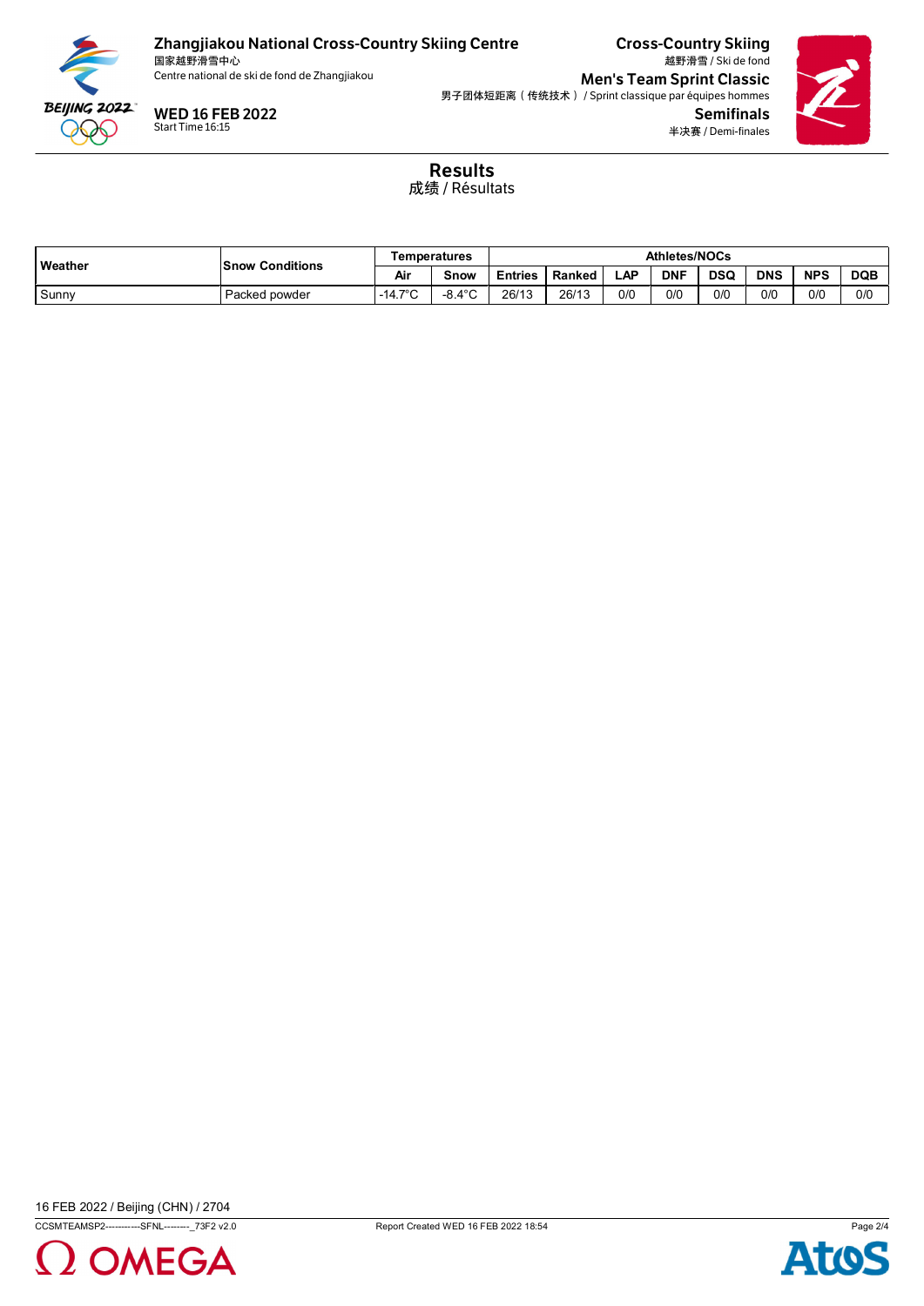**Zhangjiakou National Cross-Country Skiing Centre**
国家越野滑雪中心
Centre national de ski de fond de Zhangjiakou

**WED 16 FEB 2022**
Start Time 16:15

**Cross-Country Skiing**
越野滑雪 / Ski de fond

**Men's Team Sprint Classic**
男子团体短距离（传统技术） / Sprint classique par équipes hommes

**Semifinals**
半决赛 / Demi-finales

## Results
成绩 / Résultats

| Weather | Snow Conditions | Temperatures | | Athletes/NOCs | | | | | | | |
|---|---|---|---|---|---|---|---|---|---|---|---|
| | | Air | Snow | Entries | Ranked | LAP | DNF | DSQ | DNS | NPS | DQB |
| Sunny | Packed powder | -14.7°C | -8.4°C | 26/13 | 26/13 | 0/0 | 0/0 | 0/0 | 0/0 | 0/0 | 0/0 |

16 FEB 2022 / Beijing (CHN) / 2704

CCSMTEAMSP2-----------SFNL--------_73F2 v2.0

Report Created WED 16 FEB 2022 18:54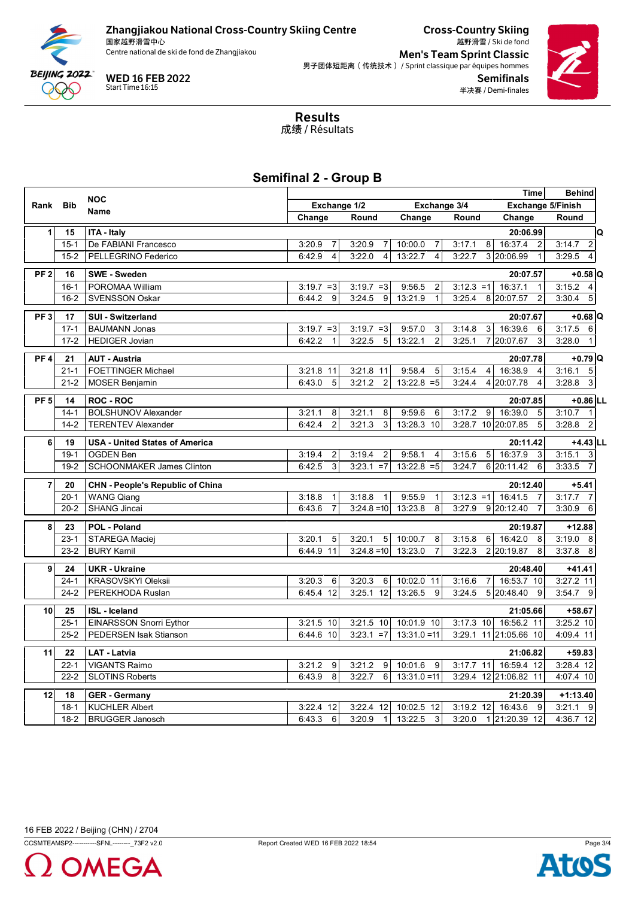**Zhangjiakou National Cross-Country Skiing Centre**
国家越野滑雪中心
Centre national de ski de fond de Zhangjiakou

**WED 16 FEB 2022**
Start Time 16:15

**Cross-Country Skiing**
越野滑雪 / Ski de fond
**Men's Team Sprint Classic**
男子团体短距离（传统技术） / Sprint classique par équipes hommes
**Semifinals**
半决赛 / Demi-finales

# Results
成绩 / Résultats

## Semifinal 2 - Group B

| Rank | Bib | NOC Name | Exchange 1/2 Change | | Round | | Exchange 3/4 Change | | Round | | Exchange 5/Finish Change | | Round | | Time | Behind | |
|---|---|---|---|---|---|---|---|---|---|---|---|---|---|---|---|---|---|
| 1 | 15 | ITA - Italy | | | | | | | | | | | | | 20:06.99 | | Q |
| | 15-1 | De FABIANI Francesco | 3:20.9 | 7 | 3:20.9 | 7 | 10:00.0 | 7 | 3:17.1 | 8 | 16:37.4 | 2 | 3:14.7 | 2 | | | |
| | 15-2 | PELLEGRINO Federico | 6:42.9 | 4 | 3:22.0 | 4 | 13:22.7 | 4 | 3:22.7 | 3 | 20:06.99 | 1 | 3:29.5 | 4 | | | |
| PF 2 | 16 | SWE - Sweden | | | | | | | | | | | | | 20:07.57 | +0.58 | Q |
| | 16-1 | POROMAA William | 3:19.7 | =3 | 3:19.7 | =3 | 9:56.5 | 2 | 3:12.3 | =1 | 16:37.1 | 1 | 3:15.2 | 4 | | | |
| | 16-2 | SVENSSON Oskar | 6:44.2 | 9 | 3:24.5 | 9 | 13:21.9 | 1 | 3:25.4 | 8 | 20:07.57 | 2 | 3:30.4 | 5 | | | |
| PF 3 | 17 | SUI - Switzerland | | | | | | | | | | | | | 20:07.67 | +0.68 | Q |
| | 17-1 | BAUMANN Jonas | 3:19.7 | =3 | 3:19.7 | =3 | 9:57.0 | 3 | 3:14.8 | 3 | 16:39.6 | 6 | 3:17.5 | 6 | | | |
| | 17-2 | HEDIGER Jovian | 6:42.2 | 1 | 3:22.5 | 5 | 13:22.1 | 2 | 3:25.1 | 7 | 20:07.67 | 3 | 3:28.0 | 1 | | | |
| PF 4 | 21 | AUT - Austria | | | | | | | | | | | | | 20:07.78 | +0.79 | Q |
| | 21-1 | FOETTINGER Michael | 3:21.8 | 11 | 3:21.8 | 11 | 9:58.4 | 5 | 3:15.4 | 4 | 16:38.9 | 4 | 3:16.1 | 5 | | | |
| | 21-2 | MOSER Benjamin | 6:43.0 | 5 | 3:21.2 | 2 | 13:22.8 | =5 | 3:24.4 | 4 | 20:07.78 | 4 | 3:28.8 | 3 | | | |
| PF 5 | 14 | ROC - ROC | | | | | | | | | | | | | 20:07.85 | +0.86 | LL |
| | 14-1 | BOLSHUNOV Alexander | 3:21.1 | 8 | 3:21.1 | 8 | 9:59.6 | 6 | 3:17.2 | 9 | 16:39.0 | 5 | 3:10.7 | 1 | | | |
| | 14-2 | TERENTEV Alexander | 6:42.4 | 2 | 3:21.3 | 3 | 13:28.3 | 10 | 3:28.7 | 10 | 20:07.85 | 5 | 3:28.8 | 2 | | | |
| 6 | 19 | USA - United States of America | | | | | | | | | | | | | 20:11.42 | +4.43 | LL |
| | 19-1 | OGDEN Ben | 3:19.4 | 2 | 3:19.4 | 2 | 9:58.1 | 4 | 3:15.6 | 5 | 16:37.9 | 3 | 3:15.1 | 3 | | | |
| | 19-2 | SCHOONMAKER James Clinton | 6:42.5 | 3 | 3:23.1 | =7 | 13:22.8 | =5 | 3:24.7 | 6 | 20:11.42 | 6 | 3:33.5 | 7 | | | |
| 7 | 20 | CHN - People's Republic of China | | | | | | | | | | | | | 20:12.40 | +5.41 | |
| | 20-1 | WANG Qiang | 3:18.8 | 1 | 3:18.8 | 1 | 9:55.9 | 1 | 3:12.3 | =1 | 16:41.5 | 7 | 3:17.7 | 7 | | | |
| | 20-2 | SHANG Jincai | 6:43.6 | 7 | 3:24.8 | =10 | 13:23.8 | 8 | 3:27.9 | 9 | 20:12.40 | 7 | 3:30.9 | 6 | | | |
| 8 | 23 | POL - Poland | | | | | | | | | | | | | 20:19.87 | +12.88 | |
| | 23-1 | STAREGA Maciej | 3:20.1 | 5 | 3:20.1 | 5 | 10:00.7 | 8 | 3:15.8 | 6 | 16:42.0 | 8 | 3:19.0 | 8 | | | |
| | 23-2 | BURY Kamil | 6:44.9 | 11 | 3:24.8 | =10 | 13:23.0 | 7 | 3:22.3 | 2 | 20:19.87 | 8 | 3:37.8 | 8 | | | |
| 9 | 24 | UKR - Ukraine | | | | | | | | | | | | | 20:48.40 | +41.41 | |
| | 24-1 | KRASOVSKYI Oleksii | 3:20.3 | 6 | 3:20.3 | 6 | 10:02.0 | 11 | 3:16.6 | 7 | 16:53.7 | 10 | 3:27.2 | 11 | | | |
| | 24-2 | PEREKHODA Ruslan | 6:45.4 | 12 | 3:25.1 | 12 | 13:26.5 | 9 | 3:24.5 | 5 | 20:48.40 | 9 | 3:54.7 | 9 | | | |
| 10 | 25 | ISL - Iceland | | | | | | | | | | | | | 21:05.66 | +58.67 | |
| | 25-1 | EINARSSON Snorri Eythor | 3:21.5 | 10 | 3:21.5 | 10 | 10:01.9 | 10 | 3:17.3 | 10 | 16:56.2 | 11 | 3:25.2 | 10 | | | |
| | 25-2 | PEDERSEN Isak Stianson | 6:44.6 | 10 | 3:23.1 | =7 | 13:31.0 | =11 | 3:29.1 | 11 | 21:05.66 | 10 | 4:09.4 | 11 | | | |
| 11 | 22 | LAT - Latvia | | | | | | | | | | | | | 21:06.82 | +59.83 | |
| | 22-1 | VIGANTS Raimo | 3:21.2 | 9 | 3:21.2 | 9 | 10:01.6 | 9 | 3:17.7 | 11 | 16:59.4 | 12 | 3:28.4 | 12 | | | |
| | 22-2 | SLOTINS Roberts | 6:43.9 | 8 | 3:22.7 | 6 | 13:31.0 | =11 | 3:29.4 | 12 | 21:06.82 | 11 | 4:07.4 | 10 | | | |
| 12 | 18 | GER - Germany | | | | | | | | | | | | | 21:20.39 | +1:13.40 | |
| | 18-1 | KUCHLER Albert | 3:22.4 | 12 | 3:22.4 | 12 | 10:02.5 | 12 | 3:19.2 | 12 | 16:43.6 | 9 | 3:21.1 | 9 | | | |
| | 18-2 | BRUGGER Janosch | 6:43.3 | 6 | 3:20.9 | 1 | 13:22.5 | 3 | 3:20.0 | 1 | 21:20.39 | 12 | 4:36.7 | 12 | | | |

16 FEB 2022 / Beijing (CHN) / 2704

CCSMTEAMSP2-----------SFNL--------_73F2 v2.0 Report Created WED 16 FEB 2022 18:54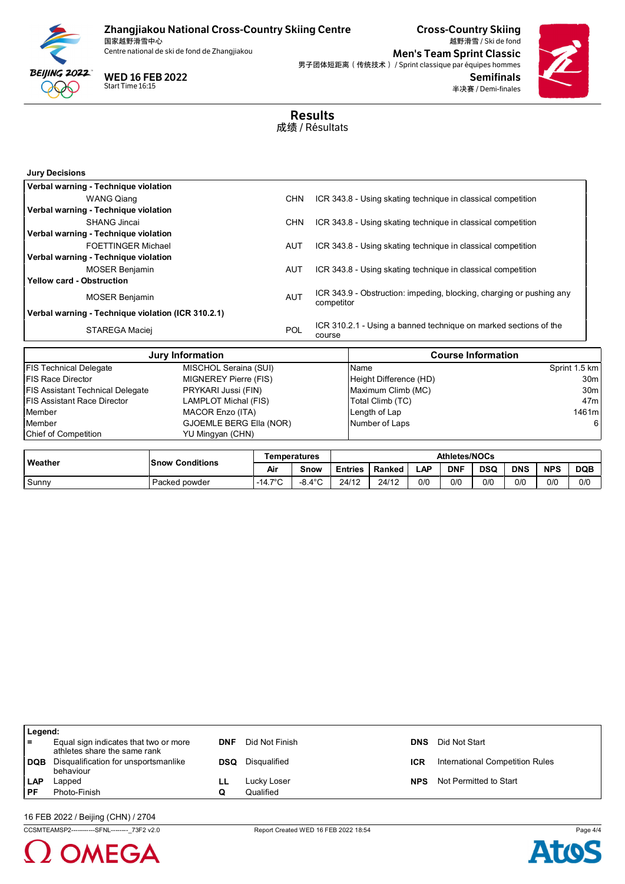Zhangjiakou National Cross-Country Skiing Centre
国家越野滑雪中心
Centre national de ski de fond de Zhangjiakou

WED 16 FEB 2022
Start Time 16:15

Cross-Country Skiing
越野滑雪 / Ski de fond

Men's Team Sprint Classic
男子团体短距离（传统技术） / Sprint classique par équipes hommes

Semifinals
半决赛 / Demi-finales

# Results
成绩 / Résultats

**Jury Decisions**

| | | |
|---|---|---|
| **Verbal warning - Technique violation** | | |
| WANG Qiang | CHN | ICR 343.8 - Using skating technique in classical competition |
| **Verbal warning - Technique violation** | | |
| SHANG Jincai | CHN | ICR 343.8 - Using skating technique in classical competition |
| **Verbal warning - Technique violation** | | |
| FOETTINGER Michael | AUT | ICR 343.8 - Using skating technique in classical competition |
| **Verbal warning - Technique violation** | | |
| MOSER Benjamin | AUT | ICR 343.8 - Using skating technique in classical competition |
| **Yellow card - Obstruction** | | |
| MOSER Benjamin | AUT | ICR 343.9 - Obstruction: impeding, blocking, charging or pushing any competitor |
| **Verbal warning - Technique violation (ICR 310.2.1)** | | |
| STAREGA Maciej | POL | ICR 310.2.1 - Using a banned technique on marked sections of the course |

| Jury Information | | Course Information | |
|---|---|---|---|
| FIS Technical Delegate | MISCHOL Seraina (SUI) | Name | Sprint 1.5 km |
| FIS Race Director | MIGNEREY Pierre (FIS) | Height Difference (HD) | 30m |
| FIS Assistant Technical Delegate | PRYKARI Jussi (FIN) | Maximum Climb (MC) | 30m |
| FIS Assistant Technical Race Director | LAMPLOT Michal (FIS) | Total Climb (TC) | 47m |
| Member | MACOR Enzo (ITA) | Length of Lap | 1461m |
| Member | GJOEMLE BERG Ella (NOR) | Number of Laps | 6 |
| Chief of Competition | YU Mingyan (CHN) | | |

| Weather | Snow Conditions | Temperatures | | Athletes/NOCs | | | | | | | |
|---|---|---|---|---|---|---|---|---|---|---|---|
| | | Air | Snow | Entries | Ranked | LAP | DNF | DSQ | DNS | NPS | DQB |
| Sunny | Packed powder | -14.7°C | -8.4°C | 24/12 | 24/12 | 0/0 | 0/0 | 0/0 | 0/0 | 0/0 | 0/0 |

**Legend:**

| | | | | | |
|---|---|---|---|---|---|
| = | Equal sign indicates that two or more athletes share the same rank | DNF | Did Not Finish | DNS | Did Not Start |
| DQB | Disqualification for unsportsmanlike behaviour | DSQ | Disqualified | ICR | International Competition Rules |
| LAP | Lapped | LL | Lucky Loser | NPS | Not Permitted to Start |
| PF | Photo-Finish | Q | Qualified | | |

16 FEB 2022 / Beijing (CHN) / 2704

CCSMTEAMSP2-----------SFNL--------_73F2 v2.0 Report Created WED 16 FEB 2022 18:54